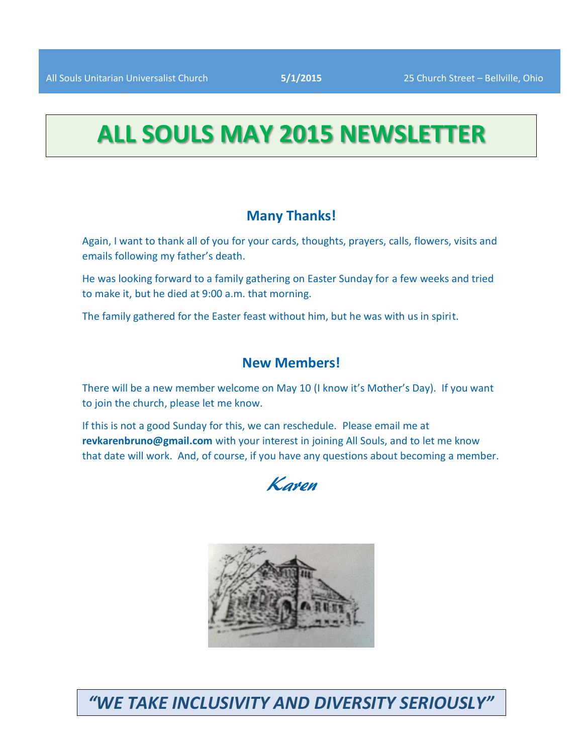All Souls Unitarian Universalist Church **5/1/2015** 25 Church Street – Bellville, Ohio

# ALL SOULS MAY 2015 NEWSLETTER

## Many Thanks!

Again, I want to thank all of you for your cards, thoughts, prayers, calls, flowers, visits and emails following my father's death.

He was looking forward to a family gathering on Easter Sunday for a few weeks and tried to make it, but he died at 9:00 a.m. that morning.

The family gathered for the Easter feast without him, but he was with us in spirit.

## New Members!

There will be a new member welcome on May 10 (I know it's Mother's Day). If you want to join the church, please let me know.

If this is not a good Sunday for this, we can reschedule. Please email me at **revkarenbruno@gmail.com** with your interest in joining All Souls, and to let me know that date will work. And, of course, if you have any questions about becoming a member.

*Karen*

***"WE TAKE INCLUSIVITY AND DIVERSITY SERIOUSLY"***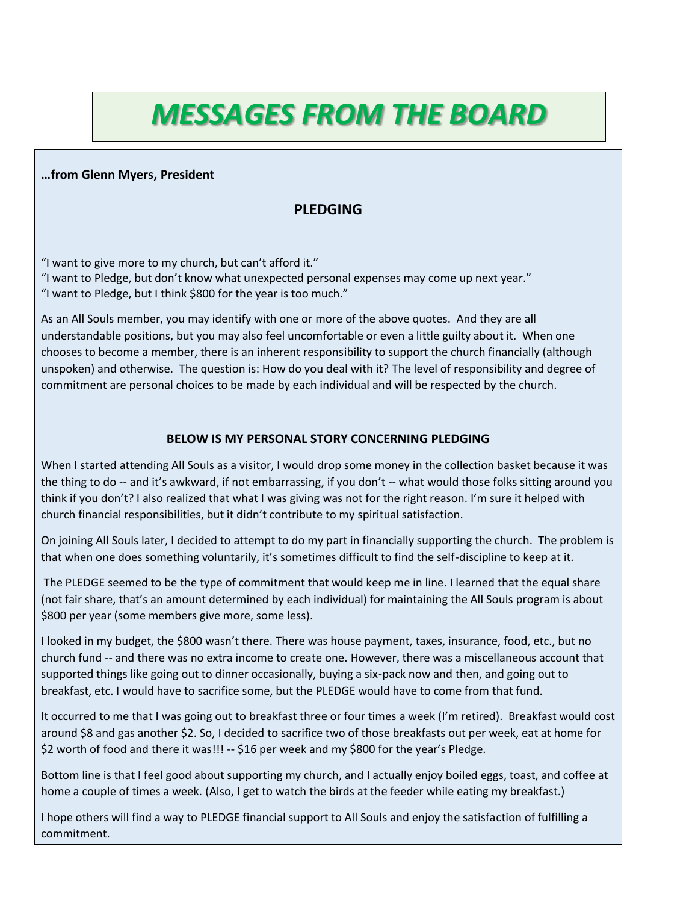# *MESSAGES FROM THE BOARD*

**…from Glenn Myers, President**

## PLEDGING

"I want to give more to my church, but can't afford it."
"I want to Pledge, but don't know what unexpected personal expenses may come up next year."
"I want to Pledge, but I think $800 for the year is too much."

As an All Souls member, you may identify with one or more of the above quotes. And they are all understandable positions, but you may also feel uncomfortable or even a little guilty about it. When one chooses to become a member, there is an inherent responsibility to support the church financially (although unspoken) and otherwise. The question is: How do you deal with it? The level of responsibility and degree of commitment are personal choices to be made by each individual and will be respected by the church.

**BELOW IS MY PERSONAL STORY CONCERNING PLEDGING**

When I started attending All Souls as a visitor, I would drop some money in the collection basket because it was the thing to do -- and it's awkward, if not embarrassing, if you don't -- what would those folks sitting around you think if you don't? I also realized that what I was giving was not for the right reason. I'm sure it helped with church financial responsibilities, but it didn't contribute to my spiritual satisfaction.

On joining All Souls later, I decided to attempt to do my part in financially supporting the church. The problem is that when one does something voluntarily, it's sometimes difficult to find the self-discipline to keep at it.

The PLEDGE seemed to be the type of commitment that would keep me in line. I learned that the equal share (not fair share, that's an amount determined by each individual) for maintaining the All Souls program is about $800 per year (some members give more, some less).

I looked in my budget, the $800 wasn't there. There was house payment, taxes, insurance, food, etc., but no church fund -- and there was no extra income to create one. However, there was a miscellaneous account that supported things like going out to dinner occasionally, buying a six-pack now and then, and going out to breakfast, etc. I would have to sacrifice some, but the PLEDGE would have to come from that fund.

It occurred to me that I was going out to breakfast three or four times a week (I'm retired). Breakfast would cost around $8 and gas another $2. So, I decided to sacrifice two of those breakfasts out per week, eat at home for $2 worth of food and there it was!!! -- $16 per week and my $800 for the year's Pledge.

Bottom line is that I feel good about supporting my church, and I actually enjoy boiled eggs, toast, and coffee at home a couple of times a week. (Also, I get to watch the birds at the feeder while eating my breakfast.)

I hope others will find a way to PLEDGE financial support to All Souls and enjoy the satisfaction of fulfilling a commitment.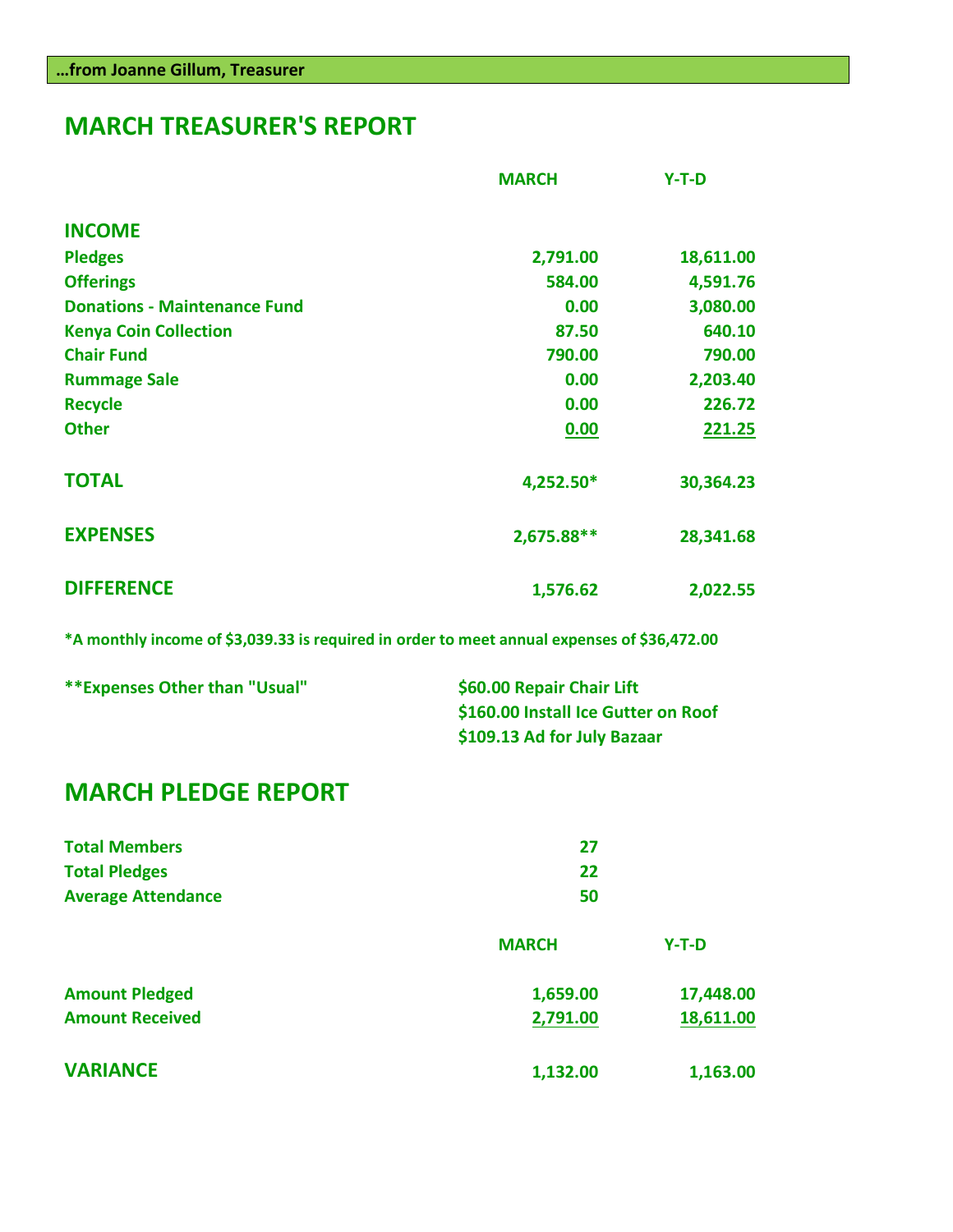**…from Joanne Gillum, Treasurer**

# MARCH TREASURER'S REPORT

| | MARCH | Y-T-D |
|---|---|---|
| **INCOME** | | |
| Pledges | 2,791.00 | 18,611.00 |
| Offerings | 584.00 | 4,591.76 |
| Donations - Maintenance Fund | 0.00 | 3,080.00 |
| Kenya Coin Collection | 87.50 | 640.10 |
| Chair Fund | 790.00 | 790.00 |
| Rummage Sale | 0.00 | 2,203.40 |
| Recycle | 0.00 | 226.72 |
| Other | 0.00 | 221.25 |
| **TOTAL** | 4,252.50* | 30,364.23 |
| **EXPENSES** | 2,675.88** | 28,341.68 |
| **DIFFERENCE** | 1,576.62 | 2,022.55 |

*A monthly income of $3,039.33 is required in order to meet annual expenses of $36,472.00

**Expenses Other than "Usual"

- $60.00 Repair Chair Lift
- $160.00 Install Ice Gutter on Roof
- $109.13 Ad for July Bazaar

# MARCH PLEDGE REPORT

| | |
|---|---|
| Total Members | 27 |
| Total Pledges | 22 |
| Average Attendance | 50 |

| | MARCH | Y-T-D |
|---|---|---|
| Amount Pledged | 1,659.00 | 17,448.00 |
| Amount Received | 2,791.00 | 18,611.00 |
| **VARIANCE** | 1,132.00 | 1,163.00 |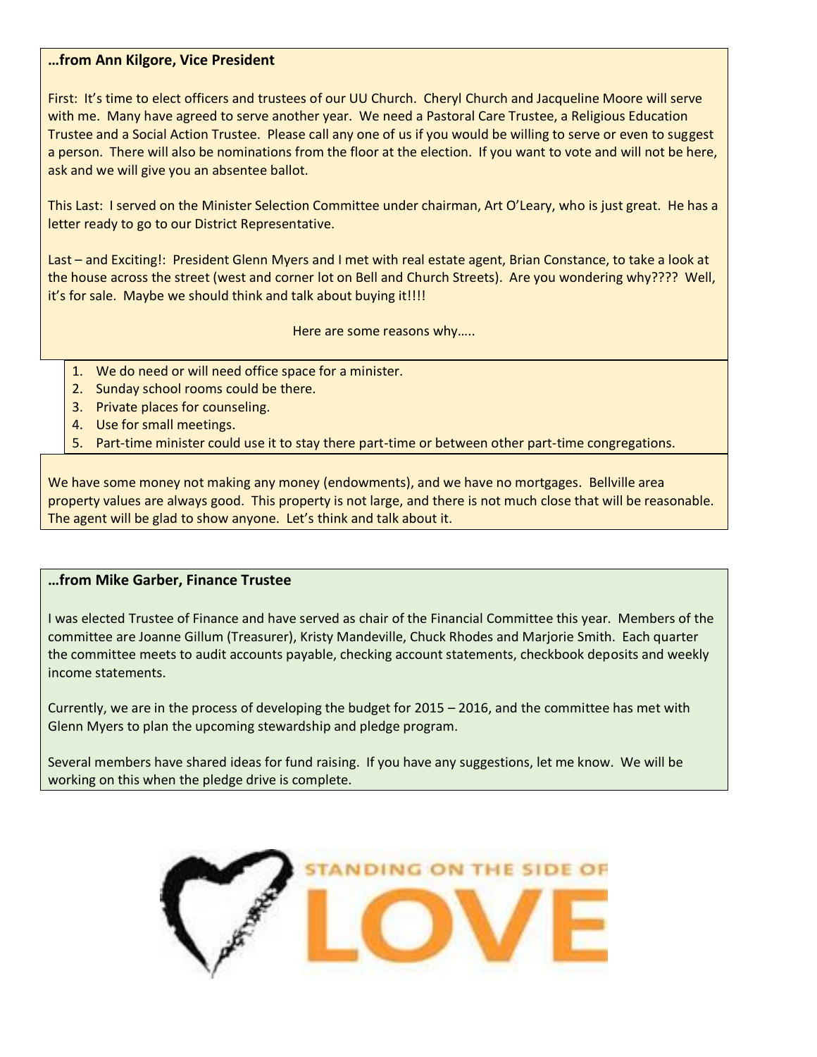**…from Ann Kilgore, Vice President**

First: It's time to elect officers and trustees of our UU Church. Cheryl Church and Jacqueline Moore will serve with me. Many have agreed to serve another year. We need a Pastoral Care Trustee, a Religious Education Trustee and a Social Action Trustee. Please call any one of us if you would be willing to serve or even to suggest a person. There will also be nominations from the floor at the election. If you want to vote and will not be here, ask and we will give you an absentee ballot.

This Last: I served on the Minister Selection Committee under chairman, Art O'Leary, who is just great. He has a letter ready to go to our District Representative.

Last – and Exciting!: President Glenn Myers and I met with real estate agent, Brian Constance, to take a look at the house across the street (west and corner lot on Bell and Church Streets). Are you wondering why???? Well, it's for sale. Maybe we should think and talk about buying it!!!!

Here are some reasons why…..

1. We do need or will need office space for a minister.
2. Sunday school rooms could be there.
3. Private places for counseling.
4. Use for small meetings.
5. Part-time minister could use it to stay there part-time or between other part-time congregations.

We have some money not making any money (endowments), and we have no mortgages. Bellville area property values are always good. This property is not large, and there is not much close that will be reasonable. The agent will be glad to show anyone. Let's think and talk about it.

**…from Mike Garber, Finance Trustee**

I was elected Trustee of Finance and have served as chair of the Financial Committee this year. Members of the committee are Joanne Gillum (Treasurer), Kristy Mandeville, Chuck Rhodes and Marjorie Smith. Each quarter the committee meets to audit accounts payable, checking account statements, checkbook deposits and weekly income statements.

Currently, we are in the process of developing the budget for 2015 – 2016, and the committee has met with Glenn Myers to plan the upcoming stewardship and pledge program.

Several members have shared ideas for fund raising. If you have any suggestions, let me know. We will be working on this when the pledge drive is complete.

STANDING ON THE SIDE OF LOVE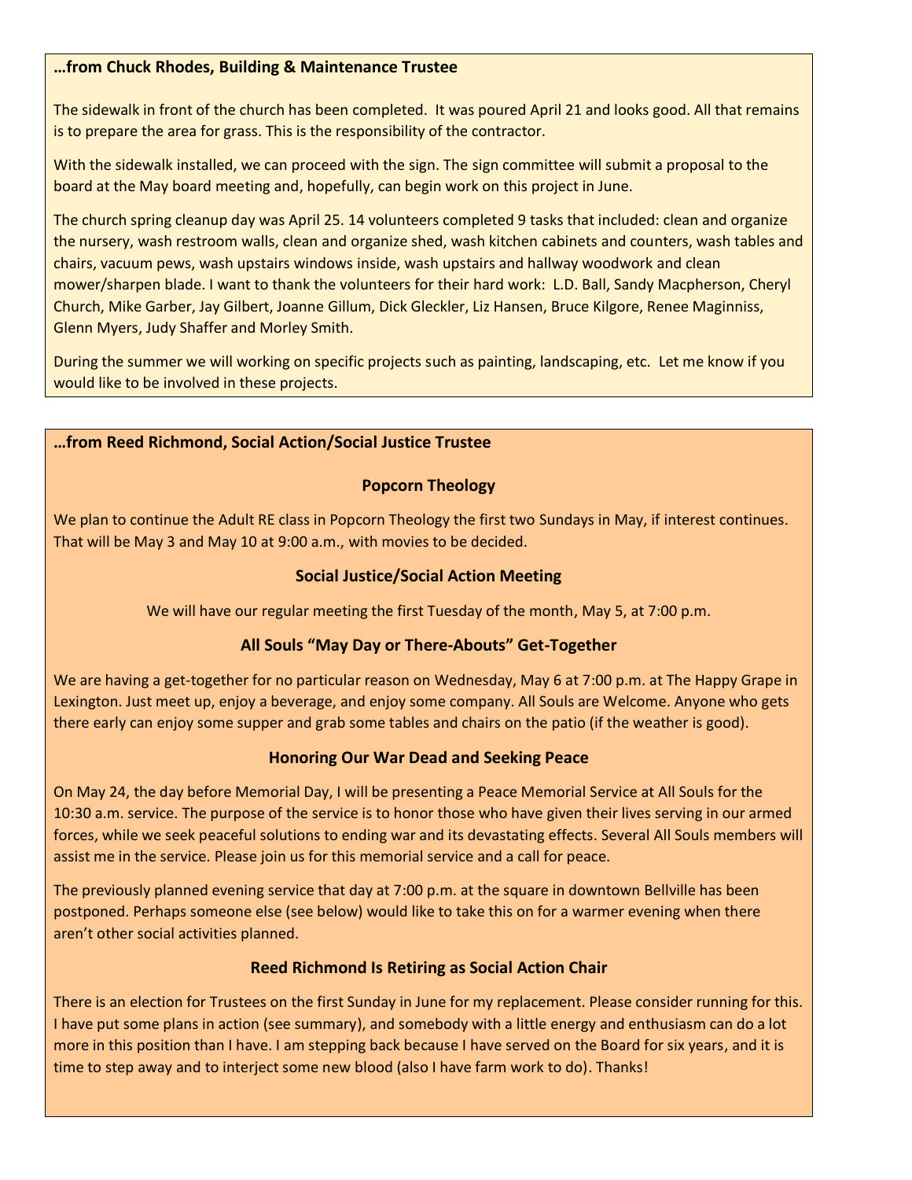**…from Chuck Rhodes, Building & Maintenance Trustee**

The sidewalk in front of the church has been completed. It was poured April 21 and looks good. All that remains is to prepare the area for grass. This is the responsibility of the contractor.

With the sidewalk installed, we can proceed with the sign. The sign committee will submit a proposal to the board at the May board meeting and, hopefully, can begin work on this project in June.

The church spring cleanup day was April 25. 14 volunteers completed 9 tasks that included: clean and organize the nursery, wash restroom walls, clean and organize shed, wash kitchen cabinets and counters, wash tables and chairs, vacuum pews, wash upstairs windows inside, wash upstairs and hallway woodwork and clean mower/sharpen blade. I want to thank the volunteers for their hard work: L.D. Ball, Sandy Macpherson, Cheryl Church, Mike Garber, Jay Gilbert, Joanne Gillum, Dick Gleckler, Liz Hansen, Bruce Kilgore, Renee Maginniss, Glenn Myers, Judy Shaffer and Morley Smith.

During the summer we will working on specific projects such as painting, landscaping, etc. Let me know if you would like to be involved in these projects.

**…from Reed Richmond, Social Action/Social Justice Trustee**

### Popcorn Theology

We plan to continue the Adult RE class in Popcorn Theology the first two Sundays in May, if interest continues. That will be May 3 and May 10 at 9:00 a.m., with movies to be decided.

### Social Justice/Social Action Meeting

We will have our regular meeting the first Tuesday of the month, May 5, at 7:00 p.m.

### All Souls "May Day or There-Abouts" Get-Together

We are having a get-together for no particular reason on Wednesday, May 6 at 7:00 p.m. at The Happy Grape in Lexington. Just meet up, enjoy a beverage, and enjoy some company. All Souls are Welcome. Anyone who gets there early can enjoy some supper and grab some tables and chairs on the patio (if the weather is good).

### Honoring Our War Dead and Seeking Peace

On May 24, the day before Memorial Day, I will be presenting a Peace Memorial Service at All Souls for the 10:30 a.m. service. The purpose of the service is to honor those who have given their lives serving in our armed forces, while we seek peaceful solutions to ending war and its devastating effects. Several All Souls members will assist me in the service. Please join us for this memorial service and a call for peace.

The previously planned evening service that day at 7:00 p.m. at the square in downtown Bellville has been postponed. Perhaps someone else (see below) would like to take this on for a warmer evening when there aren't other social activities planned.

### Reed Richmond Is Retiring as Social Action Chair

There is an election for Trustees on the first Sunday in June for my replacement. Please consider running for this. I have put some plans in action (see summary), and somebody with a little energy and enthusiasm can do a lot more in this position than I have. I am stepping back because I have served on the Board for six years, and it is time to step away and to interject some new blood (also I have farm work to do). Thanks!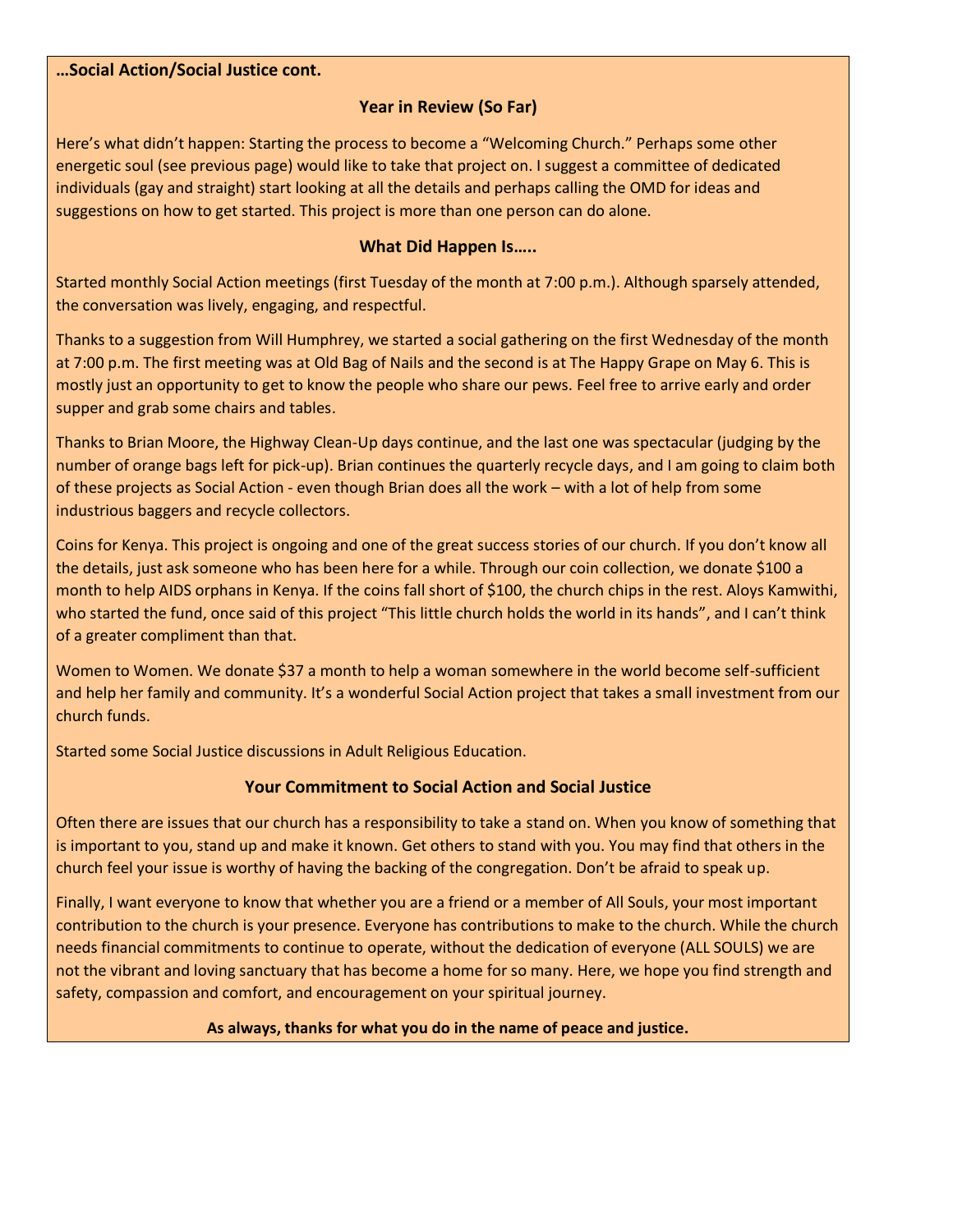**…Social Action/Social Justice cont.**

## Year in Review (So Far)

Here's what didn't happen: Starting the process to become a "Welcoming Church." Perhaps some other energetic soul (see previous page) would like to take that project on. I suggest a committee of dedicated individuals (gay and straight) start looking at all the details and perhaps calling the OMD for ideas and suggestions on how to get started. This project is more than one person can do alone.

## What Did Happen Is…..

Started monthly Social Action meetings (first Tuesday of the month at 7:00 p.m.). Although sparsely attended, the conversation was lively, engaging, and respectful.

Thanks to a suggestion from Will Humphrey, we started a social gathering on the first Wednesday of the month at 7:00 p.m. The first meeting was at Old Bag of Nails and the second is at The Happy Grape on May 6. This is mostly just an opportunity to get to know the people who share our pews. Feel free to arrive early and order supper and grab some chairs and tables.

Thanks to Brian Moore, the Highway Clean-Up days continue, and the last one was spectacular (judging by the number of orange bags left for pick-up). Brian continues the quarterly recycle days, and I am going to claim both of these projects as Social Action - even though Brian does all the work – with a lot of help from some industrious baggers and recycle collectors.

Coins for Kenya. This project is ongoing and one of the great success stories of our church. If you don't know all the details, just ask someone who has been here for a while. Through our coin collection, we donate $100 a month to help AIDS orphans in Kenya. If the coins fall short of $100, the church chips in the rest. Aloys Kamwithi, who started the fund, once said of this project "This little church holds the world in its hands", and I can't think of a greater compliment than that.

Women to Women. We donate $37 a month to help a woman somewhere in the world become self-sufficient and help her family and community. It's a wonderful Social Action project that takes a small investment from our church funds.

Started some Social Justice discussions in Adult Religious Education.

## Your Commitment to Social Action and Social Justice

Often there are issues that our church has a responsibility to take a stand on. When you know of something that is important to you, stand up and make it known. Get others to stand with you. You may find that others in the church feel your issue is worthy of having the backing of the congregation. Don't be afraid to speak up.

Finally, I want everyone to know that whether you are a friend or a member of All Souls, your most important contribution to the church is your presence. Everyone has contributions to make to the church. While the church needs financial commitments to continue to operate, without the dedication of everyone (ALL SOULS) we are not the vibrant and loving sanctuary that has become a home for so many. Here, we hope you find strength and safety, compassion and comfort, and encouragement on your spiritual journey.

**As always, thanks for what you do in the name of peace and justice.**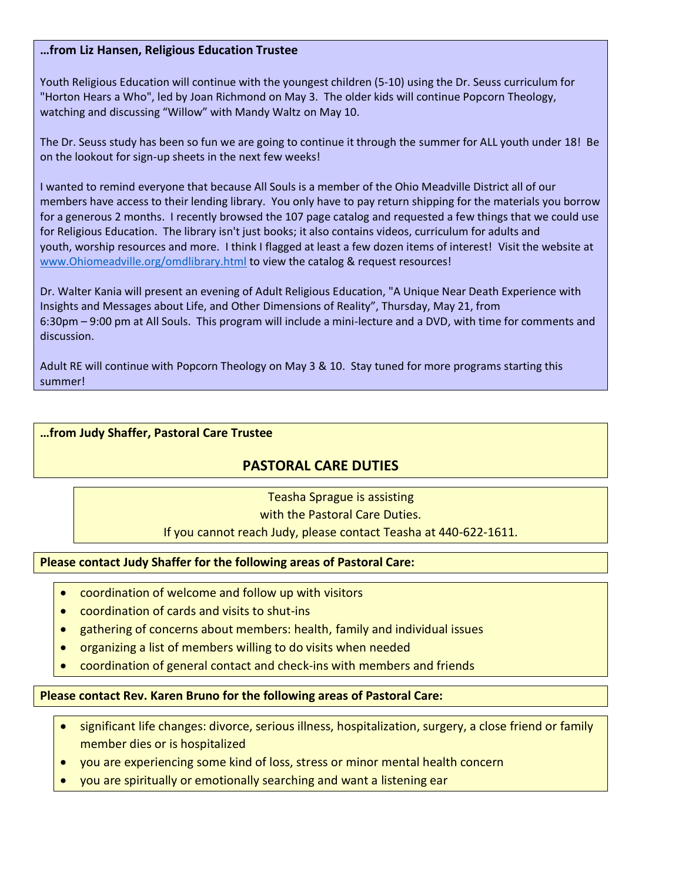**…from Liz Hansen, Religious Education Trustee**

Youth Religious Education will continue with the youngest children (5-10) using the Dr. Seuss curriculum for "Horton Hears a Who", led by Joan Richmond on May 3. The older kids will continue Popcorn Theology, watching and discussing "Willow" with Mandy Waltz on May 10.

The Dr. Seuss study has been so fun we are going to continue it through the summer for ALL youth under 18! Be on the lookout for sign-up sheets in the next few weeks!

I wanted to remind everyone that because All Souls is a member of the Ohio Meadville District all of our members have access to their lending library. You only have to pay return shipping for the materials you borrow for a generous 2 months. I recently browsed the 107 page catalog and requested a few things that we could use for Religious Education. The library isn't just books; it also contains videos, curriculum for adults and youth, worship resources and more. I think I flagged at least a few dozen items of interest! Visit the website at www.Ohiomeadville.org/omdlibrary.html to view the catalog & request resources!

Dr. Walter Kania will present an evening of Adult Religious Education, "A Unique Near Death Experience with Insights and Messages about Life, and Other Dimensions of Reality", Thursday, May 21, from 6:30pm – 9:00 pm at All Souls. This program will include a mini-lecture and a DVD, with time for comments and discussion.

Adult RE will continue with Popcorn Theology on May 3 & 10. Stay tuned for more programs starting this summer!

**…from Judy Shaffer, Pastoral Care Trustee**

## PASTORAL CARE DUTIES

Teasha Sprague is assisting with the Pastoral Care Duties.
If you cannot reach Judy, please contact Teasha at 440-622-1611.

**Please contact Judy Shaffer for the following areas of Pastoral Care:**

- coordination of welcome and follow up with visitors
- coordination of cards and visits to shut-ins
- gathering of concerns about members: health, family and individual issues
- organizing a list of members willing to do visits when needed
- coordination of general contact and check-ins with members and friends

**Please contact Rev. Karen Bruno for the following areas of Pastoral Care:**

- significant life changes: divorce, serious illness, hospitalization, surgery, a close friend or family member dies or is hospitalized
- you are experiencing some kind of loss, stress or minor mental health concern
- you are spiritually or emotionally searching and want a listening ear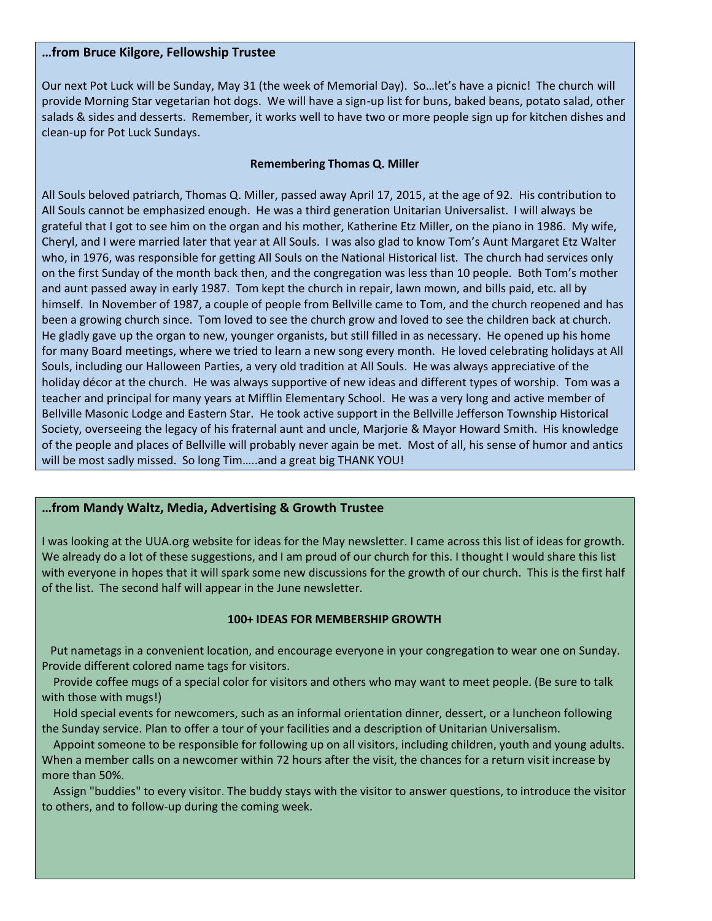**…from Bruce Kilgore, Fellowship Trustee**

Our next Pot Luck will be Sunday, May 31 (the week of Memorial Day). So…let's have a picnic! The church will provide Morning Star vegetarian hot dogs. We will have a sign-up list for buns, baked beans, potato salad, other salads & sides and desserts. Remember, it works well to have two or more people sign up for kitchen dishes and clean-up for Pot Luck Sundays.

**Remembering Thomas Q. Miller**

All Souls beloved patriarch, Thomas Q. Miller, passed away April 17, 2015, at the age of 92. His contribution to All Souls cannot be emphasized enough. He was a third generation Unitarian Universalist. I will always be grateful that I got to see him on the organ and his mother, Katherine Etz Miller, on the piano in 1986. My wife, Cheryl, and I were married later that year at All Souls. I was also glad to know Tom's Aunt Margaret Etz Walter who, in 1976, was responsible for getting All Souls on the National Historical list. The church had services only on the first Sunday of the month back then, and the congregation was less than 10 people. Both Tom's mother and aunt passed away in early 1987. Tom kept the church in repair, lawn mown, and bills paid, etc. all by himself. In November of 1987, a couple of people from Bellville came to Tom, and the church reopened and has been a growing church since. Tom loved to see the church grow and loved to see the children back at church. He gladly gave up the organ to new, younger organists, but still filled in as necessary. He opened up his home for many Board meetings, where we tried to learn a new song every month. He loved celebrating holidays at All Souls, including our Halloween Parties, a very old tradition at All Souls. He was always appreciative of the holiday décor at the church. He was always supportive of new ideas and different types of worship. Tom was a teacher and principal for many years at Mifflin Elementary School. He was a very long and active member of Bellville Masonic Lodge and Eastern Star. He took active support in the Bellville Jefferson Township Historical Society, overseeing the legacy of his fraternal aunt and uncle, Marjorie & Mayor Howard Smith. His knowledge of the people and places of Bellville will probably never again be met. Most of all, his sense of humor and antics will be most sadly missed. So long Tim…..and a great big THANK YOU!

**…from Mandy Waltz, Media, Advertising & Growth Trustee**

I was looking at the UUA.org website for ideas for the May newsletter. I came across this list of ideas for growth. We already do a lot of these suggestions, and I am proud of our church for this. I thought I would share this list with everyone in hopes that it will spark some new discussions for the growth of our church. This is the first half of the list. The second half will appear in the June newsletter.

**100+ IDEAS FOR MEMBERSHIP GROWTH**

Put nametags in a convenient location, and encourage everyone in your congregation to wear one on Sunday. Provide different colored name tags for visitors.

Provide coffee mugs of a special color for visitors and others who may want to meet people. (Be sure to talk with those with mugs!)

Hold special events for newcomers, such as an informal orientation dinner, dessert, or a luncheon following the Sunday service. Plan to offer a tour of your facilities and a description of Unitarian Universalism.

Appoint someone to be responsible for following up on all visitors, including children, youth and young adults. When a member calls on a newcomer within 72 hours after the visit, the chances for a return visit increase by more than 50%.

Assign "buddies" to every visitor. The buddy stays with the visitor to answer questions, to introduce the visitor to others, and to follow-up during the coming week.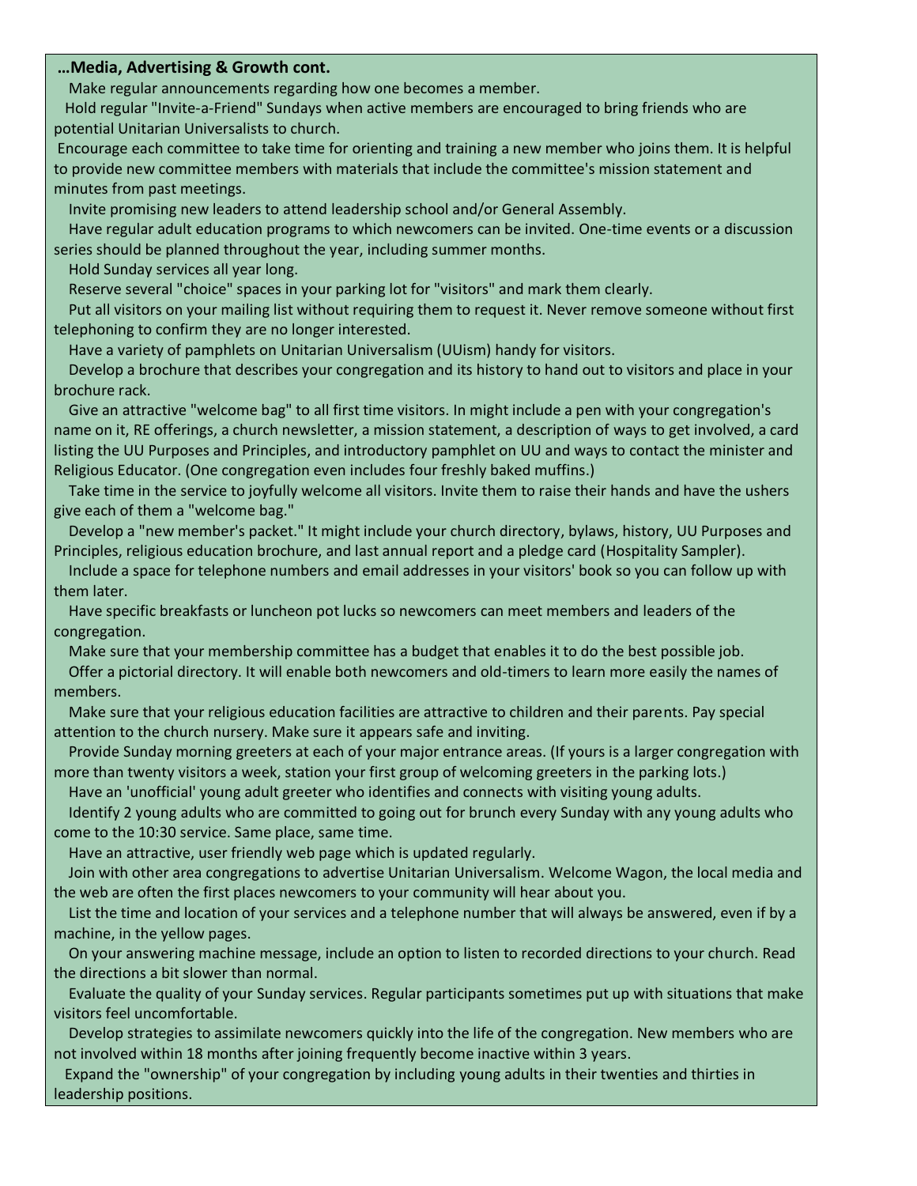**…Media, Advertising & Growth cont.**

Make regular announcements regarding how one becomes a member.

Hold regular "Invite-a-Friend" Sundays when active members are encouraged to bring friends who are potential Unitarian Universalists to church.

Encourage each committee to take time for orienting and training a new member who joins them. It is helpful to provide new committee members with materials that include the committee's mission statement and minutes from past meetings.

Invite promising new leaders to attend leadership school and/or General Assembly.

Have regular adult education programs to which newcomers can be invited. One-time events or a discussion series should be planned throughout the year, including summer months.

Hold Sunday services all year long.

Reserve several "choice" spaces in your parking lot for "visitors" and mark them clearly.

Put all visitors on your mailing list without requiring them to request it. Never remove someone without first telephoning to confirm they are no longer interested.

Have a variety of pamphlets on Unitarian Universalism (UUism) handy for visitors.

Develop a brochure that describes your congregation and its history to hand out to visitors and place in your brochure rack.

Give an attractive "welcome bag" to all first time visitors. In might include a pen with your congregation's name on it, RE offerings, a church newsletter, a mission statement, a description of ways to get involved, a card listing the UU Purposes and Principles, and introductory pamphlet on UU and ways to contact the minister and Religious Educator. (One congregation even includes four freshly baked muffins.)

Take time in the service to joyfully welcome all visitors. Invite them to raise their hands and have the ushers give each of them a "welcome bag."

Develop a "new member's packet." It might include your church directory, bylaws, history, UU Purposes and Principles, religious education brochure, and last annual report and a pledge card (Hospitality Sampler).

Include a space for telephone numbers and email addresses in your visitors' book so you can follow up with them later.

Have specific breakfasts or luncheon pot lucks so newcomers can meet members and leaders of the congregation.

Make sure that your membership committee has a budget that enables it to do the best possible job.

Offer a pictorial directory. It will enable both newcomers and old-timers to learn more easily the names of members.

Make sure that your religious education facilities are attractive to children and their parents. Pay special attention to the church nursery. Make sure it appears safe and inviting.

Provide Sunday morning greeters at each of your major entrance areas. (If yours is a larger congregation with more than twenty visitors a week, station your first group of welcoming greeters in the parking lots.)

Have an 'unofficial' young adult greeter who identifies and connects with visiting young adults.

Identify 2 young adults who are committed to going out for brunch every Sunday with any young adults who come to the 10:30 service. Same place, same time.

Have an attractive, user friendly web page which is updated regularly.

Join with other area congregations to advertise Unitarian Universalism. Welcome Wagon, the local media and the web are often the first places newcomers to your community will hear about you.

List the time and location of your services and a telephone number that will always be answered, even if by a machine, in the yellow pages.

On your answering machine message, include an option to listen to recorded directions to your church. Read the directions a bit slower than normal.

Evaluate the quality of your Sunday services. Regular participants sometimes put up with situations that make visitors feel uncomfortable.

Develop strategies to assimilate newcomers quickly into the life of the congregation. New members who are not involved within 18 months after joining frequently become inactive within 3 years.

Expand the "ownership" of your congregation by including young adults in their twenties and thirties in leadership positions.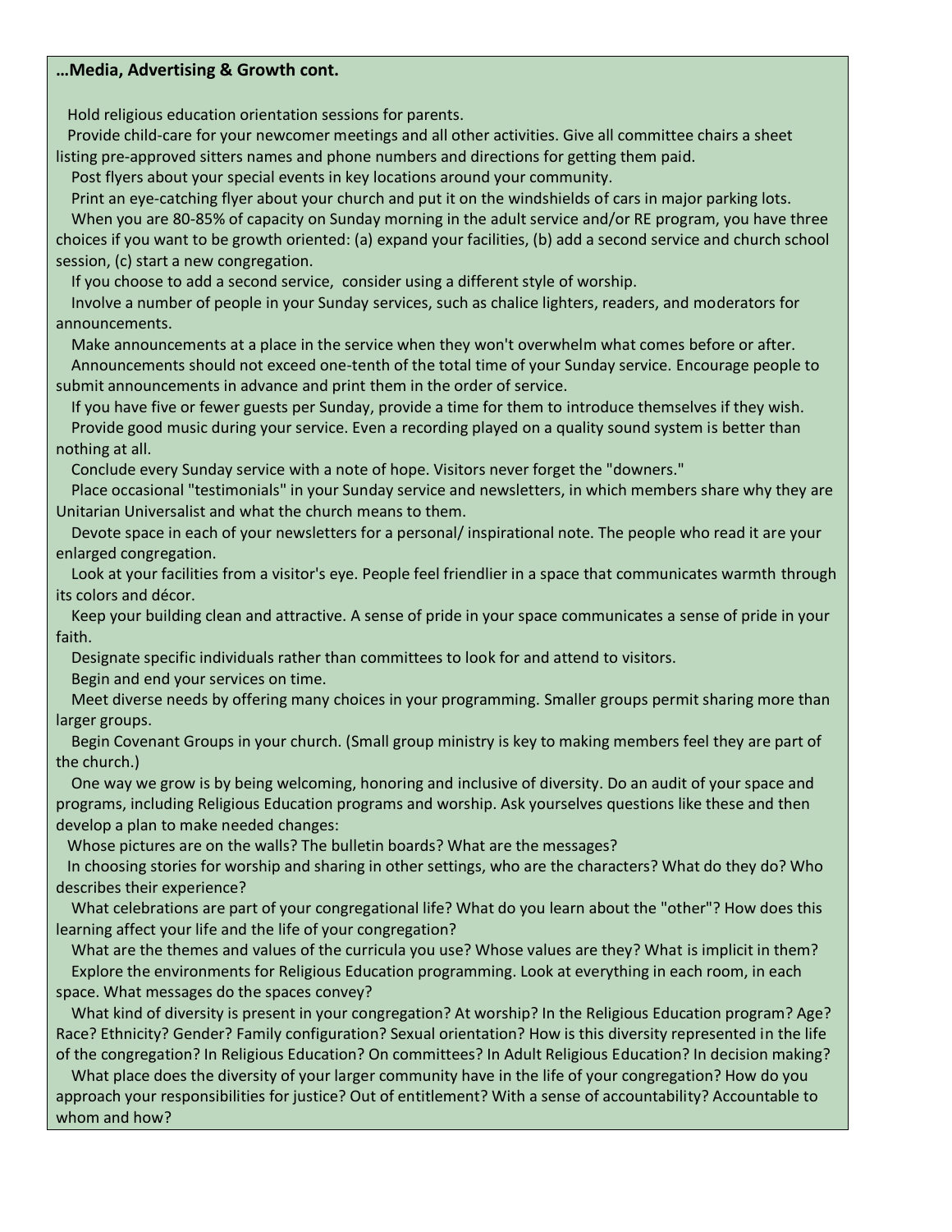**…Media, Advertising & Growth cont.**

Hold religious education orientation sessions for parents.

Provide child-care for your newcomer meetings and all other activities. Give all committee chairs a sheet listing pre-approved sitters names and phone numbers and directions for getting them paid.

Post flyers about your special events in key locations around your community.

Print an eye-catching flyer about your church and put it on the windshields of cars in major parking lots.

When you are 80-85% of capacity on Sunday morning in the adult service and/or RE program, you have three choices if you want to be growth oriented: (a) expand your facilities, (b) add a second service and church school session, (c) start a new congregation.

If you choose to add a second service, consider using a different style of worship.

Involve a number of people in your Sunday services, such as chalice lighters, readers, and moderators for announcements.

Make announcements at a place in the service when they won't overwhelm what comes before or after.

Announcements should not exceed one-tenth of the total time of your Sunday service. Encourage people to submit announcements in advance and print them in the order of service.

If you have five or fewer guests per Sunday, provide a time for them to introduce themselves if they wish.

Provide good music during your service. Even a recording played on a quality sound system is better than nothing at all.

Conclude every Sunday service with a note of hope. Visitors never forget the "downers."

Place occasional "testimonials" in your Sunday service and newsletters, in which members share why they are Unitarian Universalist and what the church means to them.

Devote space in each of your newsletters for a personal/ inspirational note. The people who read it are your enlarged congregation.

Look at your facilities from a visitor's eye. People feel friendlier in a space that communicates warmth through its colors and décor.

Keep your building clean and attractive. A sense of pride in your space communicates a sense of pride in your faith.

Designate specific individuals rather than committees to look for and attend to visitors.

Begin and end your services on time.

Meet diverse needs by offering many choices in your programming. Smaller groups permit sharing more than larger groups.

Begin Covenant Groups in your church. (Small group ministry is key to making members feel they are part of the church.)

One way we grow is by being welcoming, honoring and inclusive of diversity. Do an audit of your space and programs, including Religious Education programs and worship. Ask yourselves questions like these and then develop a plan to make needed changes:

Whose pictures are on the walls? The bulletin boards? What are the messages?

In choosing stories for worship and sharing in other settings, who are the characters? What do they do? Who describes their experience?

What celebrations are part of your congregational life? What do you learn about the "other"? How does this learning affect your life and the life of your congregation?

What are the themes and values of the curricula you use? Whose values are they? What is implicit in them?

Explore the environments for Religious Education programming. Look at everything in each room, in each space. What messages do the spaces convey?

What kind of diversity is present in your congregation? At worship? In the Religious Education program? Age? Race? Ethnicity? Gender? Family configuration? Sexual orientation? How is this diversity represented in the life of the congregation? In Religious Education? On committees? In Adult Religious Education? In decision making?

What place does the diversity of your larger community have in the life of your congregation? How do you approach your responsibilities for justice? Out of entitlement? With a sense of accountability? Accountable to whom and how?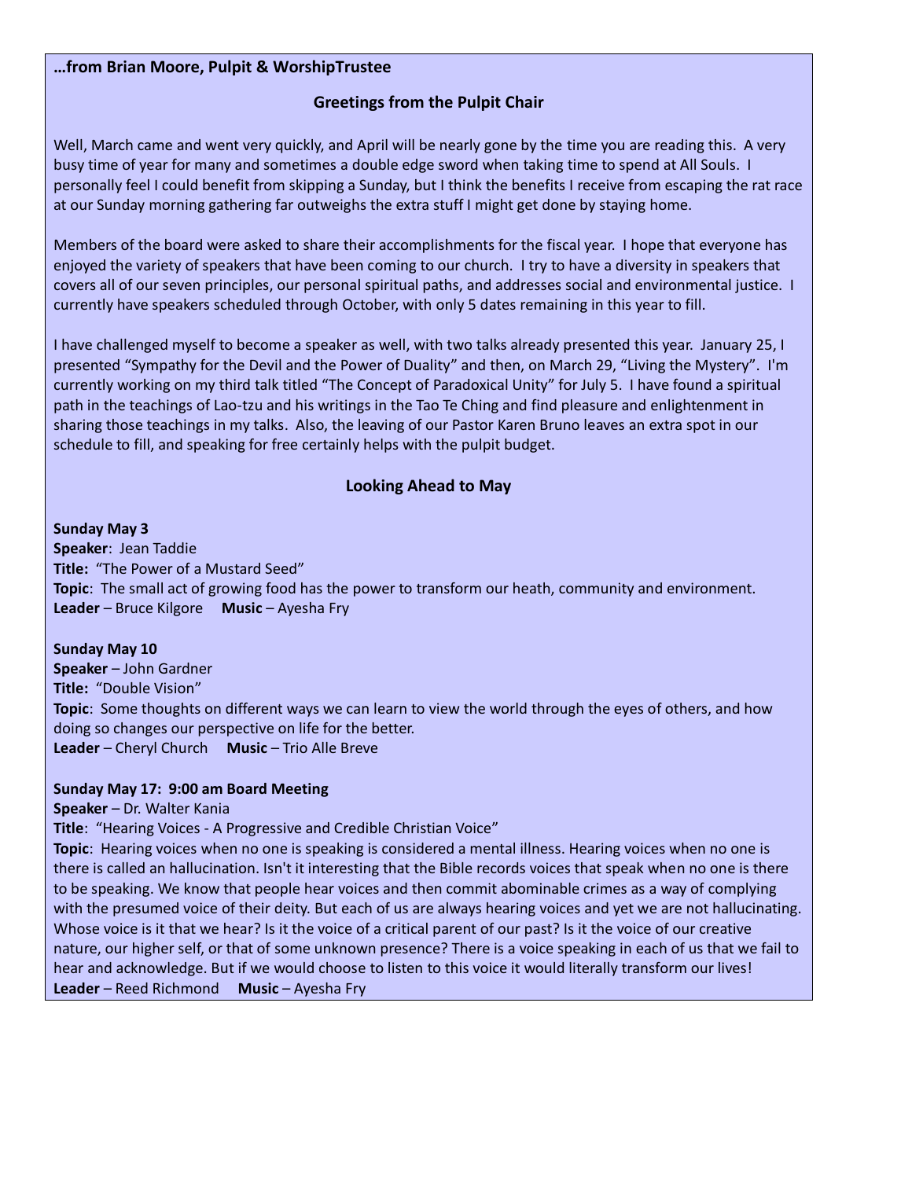**…from Brian Moore, Pulpit & WorshipTrustee**

## Greetings from the Pulpit Chair

Well, March came and went very quickly, and April will be nearly gone by the time you are reading this. A very busy time of year for many and sometimes a double edge sword when taking time to spend at All Souls. I personally feel I could benefit from skipping a Sunday, but I think the benefits I receive from escaping the rat race at our Sunday morning gathering far outweighs the extra stuff I might get done by staying home.

Members of the board were asked to share their accomplishments for the fiscal year. I hope that everyone has enjoyed the variety of speakers that have been coming to our church. I try to have a diversity in speakers that covers all of our seven principles, our personal spiritual paths, and addresses social and environmental justice. I currently have speakers scheduled through October, with only 5 dates remaining in this year to fill.

I have challenged myself to become a speaker as well, with two talks already presented this year. January 25, I presented "Sympathy for the Devil and the Power of Duality" and then, on March 29, "Living the Mystery". I'm currently working on my third talk titled "The Concept of Paradoxical Unity" for July 5. I have found a spiritual path in the teachings of Lao-tzu and his writings in the Tao Te Ching and find pleasure and enlightenment in sharing those teachings in my talks. Also, the leaving of our Pastor Karen Bruno leaves an extra spot in our schedule to fill, and speaking for free certainly helps with the pulpit budget.

## Looking Ahead to May

**Sunday May 3**
**Speaker**: Jean Taddie
**Title:** "The Power of a Mustard Seed"
**Topic**: The small act of growing food has the power to transform our heath, community and environment.
**Leader** – Bruce Kilgore **Music** – Ayesha Fry

**Sunday May 10**
**Speaker** – John Gardner
**Title:** "Double Vision"
**Topic**: Some thoughts on different ways we can learn to view the world through the eyes of others, and how doing so changes our perspective on life for the better.
**Leader** – Cheryl Church **Music** – Trio Alle Breve

**Sunday May 17: 9:00 am Board Meeting**
**Speaker** – Dr. Walter Kania
**Title**: "Hearing Voices - A Progressive and Credible Christian Voice"
**Topic**: Hearing voices when no one is speaking is considered a mental illness. Hearing voices when no one is there is called an hallucination. Isn't it interesting that the Bible records voices that speak when no one is there to be speaking. We know that people hear voices and then commit abominable crimes as a way of complying with the presumed voice of their deity. But each of us are always hearing voices and yet we are not hallucinating. Whose voice is it that we hear? Is it the voice of a critical parent of our past? Is it the voice of our creative nature, our higher self, or that of some unknown presence? There is a voice speaking in each of us that we fail to hear and acknowledge. But if we would choose to listen to this voice it would literally transform our lives!
**Leader** – Reed Richmond **Music** – Ayesha Fry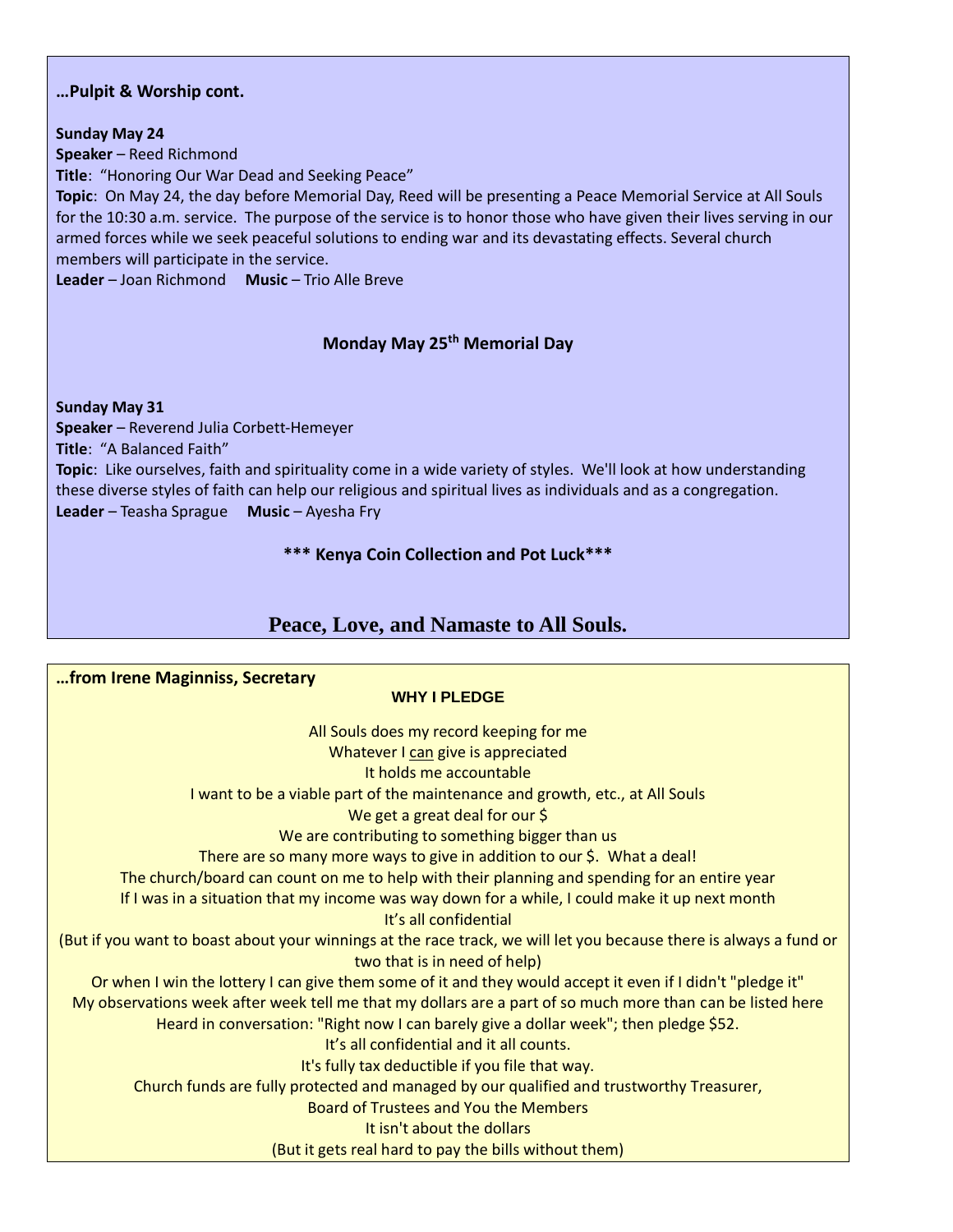**…Pulpit & Worship cont.**

**Sunday May 24**
**Speaker** – Reed Richmond
**Title**: "Honoring Our War Dead and Seeking Peace"
**Topic**: On May 24, the day before Memorial Day, Reed will be presenting a Peace Memorial Service at All Souls for the 10:30 a.m. service. The purpose of the service is to honor those who have given their lives serving in our armed forces while we seek peaceful solutions to ending war and its devastating effects. Several church members will participate in the service.
**Leader** – Joan Richmond **Music** – Trio Alle Breve

**Monday May 25th Memorial Day**

**Sunday May 31**
**Speaker** – Reverend Julia Corbett-Hemeyer
**Title**: "A Balanced Faith"
**Topic**: Like ourselves, faith and spirituality come in a wide variety of styles. We'll look at how understanding these diverse styles of faith can help our religious and spiritual lives as individuals and as a congregation.
**Leader** – Teasha Sprague **Music** – Ayesha Fry

**\*\*\* Kenya Coin Collection and Pot Luck\*\*\***

**Peace, Love, and Namaste to All Souls.**

**…from Irene Maginniss, Secretary**

**WHY I PLEDGE**

All Souls does my record keeping for me
Whatever I can give is appreciated
It holds me accountable
I want to be a viable part of the maintenance and growth, etc., at All Souls
We get a great deal for our $
We are contributing to something bigger than us
There are so many more ways to give in addition to our $. What a deal!
The church/board can count on me to help with their planning and spending for an entire year
If I was in a situation that my income was way down for a while, I could make it up next month
It's all confidential
(But if you want to boast about your winnings at the race track, we will let you because there is always a fund or two that is in need of help)
Or when I win the lottery I can give them some of it and they would accept it even if I didn't "pledge it"
My observations week after week tell me that my dollars are a part of so much more than can be listed here
Heard in conversation: "Right now I can barely give a dollar week"; then pledge $52.
It's all confidential and it all counts.
It's fully tax deductible if you file that way.
Church funds are fully protected and managed by our qualified and trustworthy Treasurer,
Board of Trustees and You the Members
It isn't about the dollars
(But it gets real hard to pay the bills without them)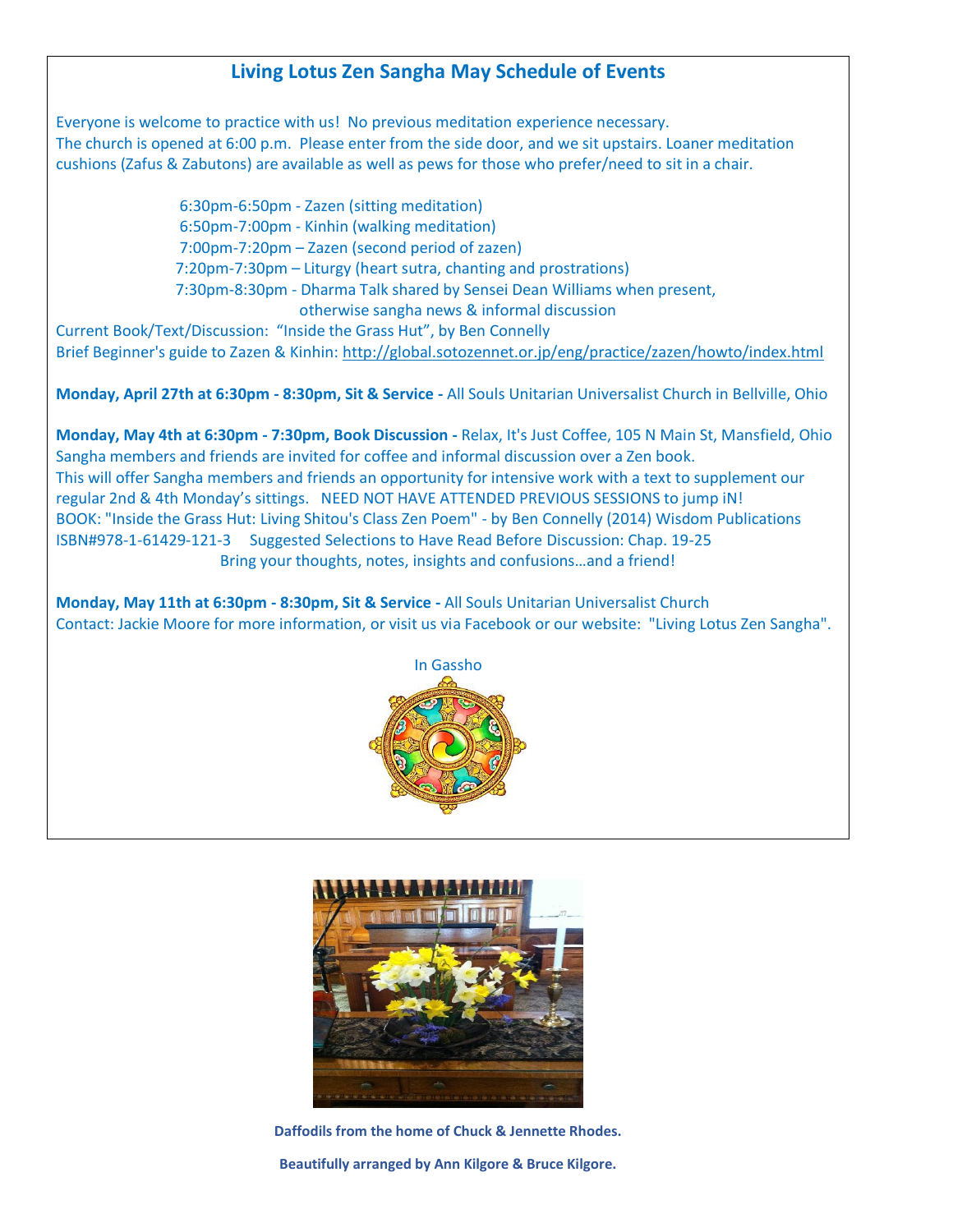## Living Lotus Zen Sangha May Schedule of Events

Everyone is welcome to practice with us! No previous meditation experience necessary.
The church is opened at 6:00 p.m. Please enter from the side door, and we sit upstairs. Loaner meditation cushions (Zafus & Zabutons) are available as well as pews for those who prefer/need to sit in a chair.

6:30pm-6:50pm - Zazen (sitting meditation)
6:50pm-7:00pm - Kinhin (walking meditation)
7:00pm-7:20pm – Zazen (second period of zazen)
7:20pm-7:30pm – Liturgy (heart sutra, chanting and prostrations)
7:30pm-8:30pm - Dharma Talk shared by Sensei Dean Williams when present, otherwise sangha news & informal discussion

Current Book/Text/Discussion: "Inside the Grass Hut", by Ben Connelly
Brief Beginner's guide to Zazen & Kinhin: http://global.sotozennet.or.jp/eng/practice/zazen/howto/index.html

**Monday, April 27th at 6:30pm - 8:30pm, Sit & Service -** All Souls Unitarian Universalist Church in Bellville, Ohio

**Monday, May 4th at 6:30pm - 7:30pm, Book Discussion -** Relax, It's Just Coffee, 105 N Main St, Mansfield, Ohio
Sangha members and friends are invited for coffee and informal discussion over a Zen book.
This will offer Sangha members and friends an opportunity for intensive work with a text to supplement our regular 2nd & 4th Monday's sittings. NEED NOT HAVE ATTENDED PREVIOUS SESSIONS to jump iN!
BOOK: "Inside the Grass Hut: Living Shitou's Class Zen Poem" - by Ben Connelly (2014) Wisdom Publications
ISBN#978-1-61429-121-3 Suggested Selections to Have Read Before Discussion: Chap. 19-25
Bring your thoughts, notes, insights and confusions…and a friend!

**Monday, May 11th at 6:30pm - 8:30pm, Sit & Service -** All Souls Unitarian Universalist Church
Contact: Jackie Moore for more information, or visit us via Facebook or our website: "Living Lotus Zen Sangha".

In Gassho

**Daffodils from the home of Chuck & Jennette Rhodes.**

**Beautifully arranged by Ann Kilgore & Bruce Kilgore.**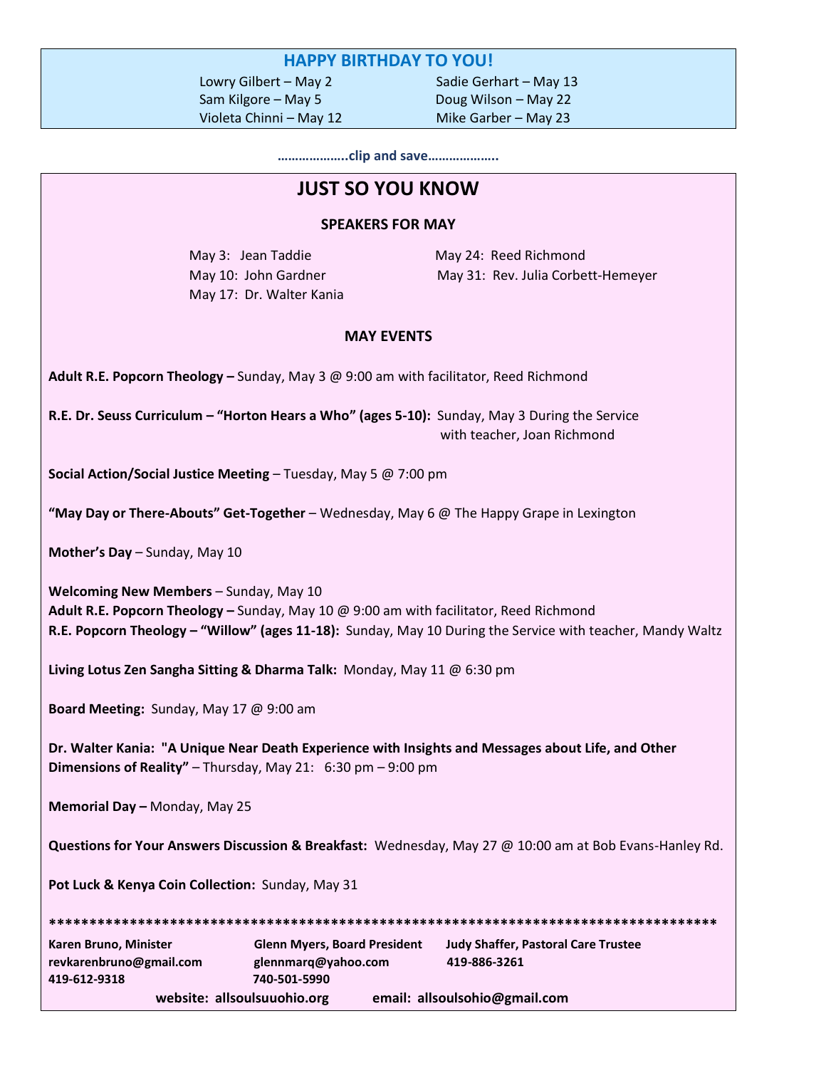## HAPPY BIRTHDAY TO YOU!

Lowry Gilbert – May 2
Sam Kilgore – May 5
Violeta Chinni – May 12
Sadie Gerhart – May 13
Doug Wilson – May 22
Mike Garber – May 23

**………………..clip and save………………..**

# JUST SO YOU KNOW

### SPEAKERS FOR MAY

May 3: Jean Taddie
May 10: John Gardner
May 17: Dr. Walter Kania
May 24: Reed Richmond
May 31: Rev. Julia Corbett-Hemeyer

### MAY EVENTS

**Adult R.E. Popcorn Theology –** Sunday, May 3 @ 9:00 am with facilitator, Reed Richmond

**R.E. Dr. Seuss Curriculum – "Horton Hears a Who" (ages 5-10):** Sunday, May 3 During the Service with teacher, Joan Richmond

**Social Action/Social Justice Meeting** – Tuesday, May 5 @ 7:00 pm

**"May Day or There-Abouts" Get-Together** – Wednesday, May 6 @ The Happy Grape in Lexington

**Mother's Day** – Sunday, May 10

**Welcoming New Members** – Sunday, May 10
**Adult R.E. Popcorn Theology –** Sunday, May 10 @ 9:00 am with facilitator, Reed Richmond
**R.E. Popcorn Theology – "Willow" (ages 11-18):** Sunday, May 10 During the Service with teacher, Mandy Waltz

**Living Lotus Zen Sangha Sitting & Dharma Talk:** Monday, May 11 @ 6:30 pm

**Board Meeting:** Sunday, May 17 @ 9:00 am

**Dr. Walter Kania: "A Unique Near Death Experience with Insights and Messages about Life, and Other Dimensions of Reality"** – Thursday, May 21: 6:30 pm – 9:00 pm

**Memorial Day –** Monday, May 25

**Questions for Your Answers Discussion & Breakfast:** Wednesday, May 27 @ 10:00 am at Bob Evans-Hanley Rd.

**Pot Luck & Kenya Coin Collection:** Sunday, May 31

**************************************************************************************

**Karen Bruno, Minister**
**revkarenbruno@gmail.com**
**419-612-9318**

**Glenn Myers, Board President**
**glennmarq@yahoo.com**
**740-501-5990**

**Judy Shaffer, Pastoral Care Trustee**
**419-886-3261**

**website: allsoulsuuohio.org** **email: allsoulsohio@gmail.com**